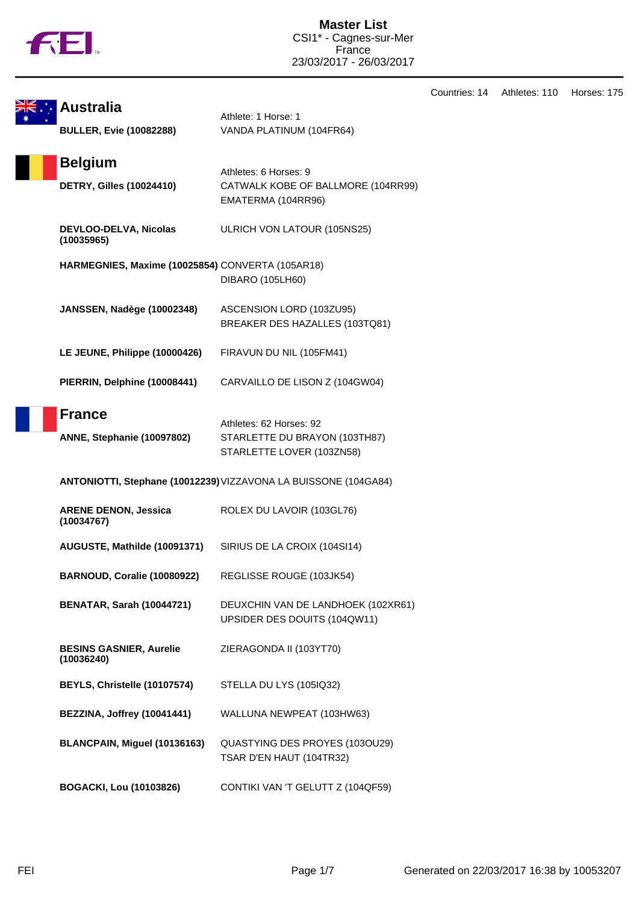# Master List

CSI1* - Cagnes-sur-Mer
France
23/03/2017 - 26/03/2017

Countries: 14 Athletes: 110 Horses: 175

## Australia

Athlete: 1 Horse: 1

| | |
|---|---|
| **BULLER, Evie (10082288)** | VANDA PLATINUM (104FR64) |

## Belgium

Athletes: 6 Horses: 9

| | |
|---|---|
| **DETRY, Gilles (10024410)** | CATWALK KOBE OF BALLMORE (104RR99)<br>EMATERMA (104RR96) |
| **DEVLOO-DELVA, Nicolas (10035965)** | ULRICH VON LATOUR (105NS25) |
| **HARMEGNIES, Maxime (10025854)** | CONVERTA (105AR18)<br>DIBARO (105LH60) |
| **JANSSEN, Nadège (10002348)** | ASCENSION LORD (103ZU95)<br>BREAKER DES HAZALLES (103TQ81) |
| **LE JEUNE, Philippe (10000426)** | FIRAVUN DU NIL (105FM41) |
| **PIERRIN, Delphine (10008441)** | CARVAILLO DE LISON Z (104GW04) |

## France

Athletes: 62 Horses: 92

| | |
|---|---|
| **ANNE, Stephanie (10097802)** | STARLETTE DU BRAYON (103TH87)<br>STARLETTE LOVER (103ZN58) |
| **ANTONIOTTI, Stephane (10012239)** | VIZZAVONA LA BUISSONE (104GA84) |
| **ARENE DENON, Jessica (10034767)** | ROLEX DU LAVOIR (103GL76) |
| **AUGUSTE, Mathilde (10091371)** | SIRIUS DE LA CROIX (104SI14) |
| **BARNOUD, Coralie (10080922)** | REGLISSE ROUGE (103JK54) |
| **BENATAR, Sarah (10044721)** | DEUXCHIN VAN DE LANDHOEK (102XR61)<br>UPSIDER DES DOUITS (104QW11) |
| **BESINS GASNIER, Aurelie (10036240)** | ZIERAGONDA II (103YT70) |
| **BEYLS, Christelle (10107574)** | STELLA DU LYS (105IQ32) |
| **BEZZINA, Joffrey (10041441)** | WALLUNA NEWPEAT (103HW63) |
| **BLANCPAIN, Miguel (10136163)** | QUASTYING DES PROYES (103OU29)<br>TSAR D'EN HAUT (104TR32) |
| **BOGACKI, Lou (10103826)** | CONTIKI VAN 'T GELUTT Z (104QF59) |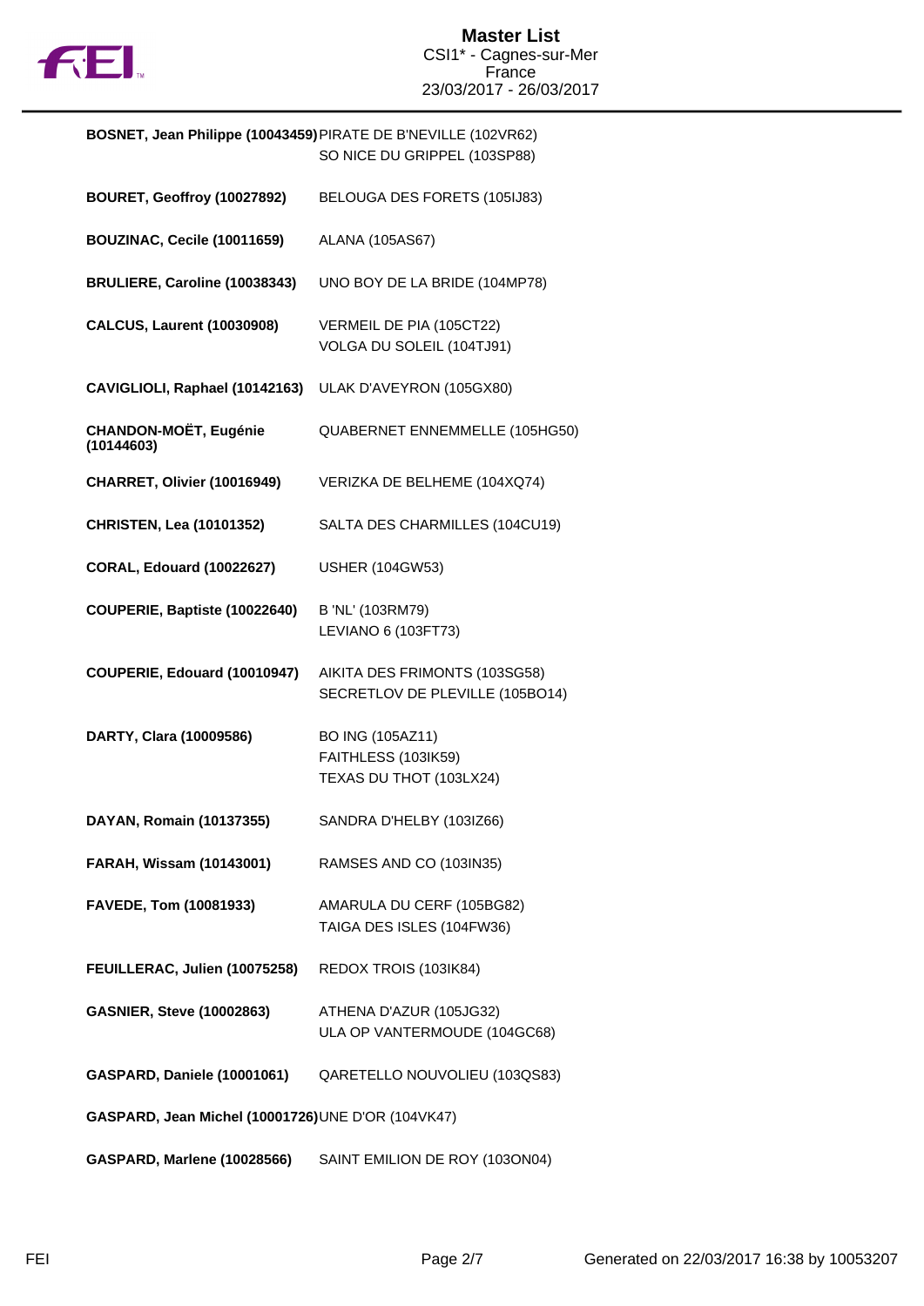# Master List

CSI1* - Cagnes-sur-Mer
France
23/03/2017 - 26/03/2017

| | |
|---|---|
| **BOSNET, Jean Philippe (10043459)** | PIRATE DE B'NEVILLE (102VR62)<br>SO NICE DU GRIPPEL (103SP88) |
| **BOURET, Geoffroy (10027892)** | BELOUGA DES FORETS (105IJ83) |
| **BOUZINAC, Cecile (10011659)** | ALANA (105AS67) |
| **BRULIERE, Caroline (10038343)** | UNO BOY DE LA BRIDE (104MP78) |
| **CALCUS, Laurent (10030908)** | VERMEIL DE PIA (105CT22)<br>VOLGA DU SOLEIL (104TJ91) |
| **CAVIGLIOLI, Raphael (10142163)** | ULAK D'AVEYRON (105GX80) |
| **CHANDON-MOËT, Eugénie (10144603)** | QUABERNET ENNEMMELLE (105HG50) |
| **CHARRET, Olivier (10016949)** | VERIZKA DE BELHEME (104XQ74) |
| **CHRISTEN, Lea (10101352)** | SALTA DES CHARMILLES (104CU19) |
| **CORAL, Edouard (10022627)** | USHER (104GW53) |
| **COUPERIE, Baptiste (10022640)** | B 'NL' (103RM79)<br>LEVIANO 6 (103FT73) |
| **COUPERIE, Edouard (10010947)** | AIKITA DES FRIMONTS (103SG58)<br>SECRETLOV DE PLEVILLE (105BO14) |
| **DARTY, Clara (10009586)** | BO ING (105AZ11)<br>FAITHLESS (103IK59)<br>TEXAS DU THOT (103LX24) |
| **DAYAN, Romain (10137355)** | SANDRA D'HELBY (103IZ66) |
| **FARAH, Wissam (10143001)** | RAMSES AND CO (103IN35) |
| **FAVEDE, Tom (10081933)** | AMARULA DU CERF (105BG82)<br>TAIGA DES ISLES (104FW36) |
| **FEUILLERAC, Julien (10075258)** | REDOX TROIS (103IK84) |
| **GASNIER, Steve (10002863)** | ATHENA D'AZUR (105JG32)<br>ULA OP VANTERMOUDE (104GC68) |
| **GASPARD, Daniele (10001061)** | QARETELLO NOUVOLIEU (103QS83) |
| **GASPARD, Jean Michel (10001726)** | UNE D'OR (104VK47) |
| **GASPARD, Marlene (10028566)** | SAINT EMILION DE ROY (103ON04) |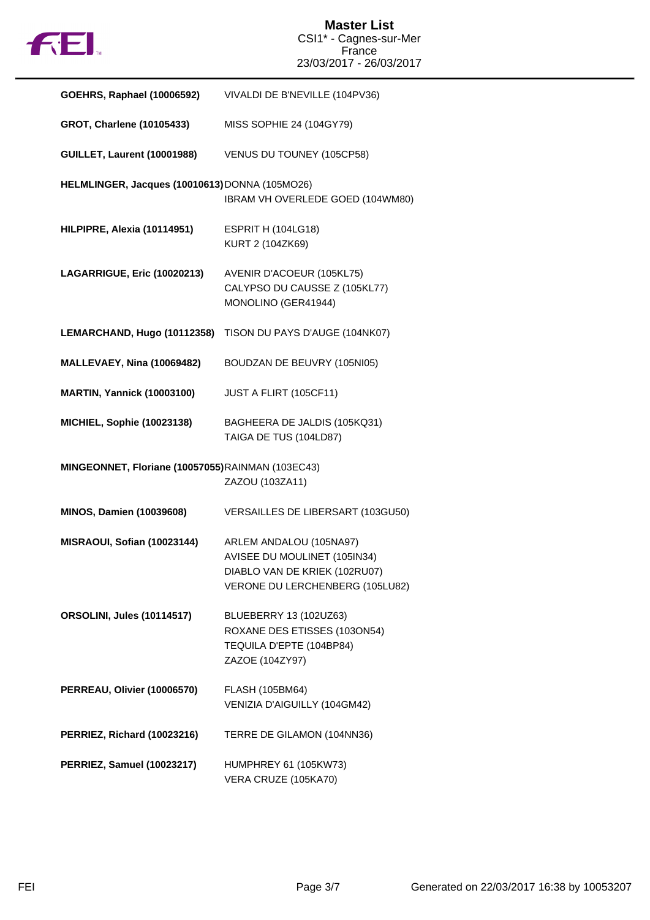| Rider | Horses |
| --- | --- |
| **GOEHRS, Raphael (10006592)** | VIVALDI DE B'NEVILLE (104PV36) |
| **GROT, Charlene (10105433)** | MISS SOPHIE 24 (104GY79) |
| **GUILLET, Laurent (10001988)** | VENUS DU TOUNEY (105CP58) |
| **HELMLINGER, Jacques (10010613)** | DONNA (105MO26)<br>IBRAM VH OVERLEDE GOED (104WM80) |
| **HILPIPRE, Alexia (10114951)** | ESPRIT H (104LG18)<br>KURT 2 (104ZK69) |
| **LAGARRIGUE, Eric (10020213)** | AVENIR D'ACOEUR (105KL75)<br>CALYPSO DU CAUSSE Z (105KL77)<br>MONOLINO (GER41944) |
| **LEMARCHAND, Hugo (10112358)** | TISON DU PAYS D'AUGE (104NK07) |
| **MALLEVAEY, Nina (10069482)** | BOUDZAN DE BEUVRY (105NI05) |
| **MARTIN, Yannick (10003100)** | JUST A FLIRT (105CF11) |
| **MICHIEL, Sophie (10023138)** | BAGHEERA DE JALDIS (105KQ31)<br>TAIGA DE TUS (104LD87) |
| **MINGEONNET, Floriane (10057055)** | RAINMAN (103EC43)<br>ZAZOU (103ZA11) |
| **MINOS, Damien (10039608)** | VERSAILLES DE LIBERSART (103GU50) |
| **MISRAOUI, Sofian (10023144)** | ARLEM ANDALOU (105NA97)<br>AVISEE DU MOULINET (105IN34)<br>DIABLO VAN DE KRIEK (102RU07)<br>VERONE DU LERCHENBERG (105LU82) |
| **ORSOLINI, Jules (10114517)** | BLUEBERRY 13 (102UZ63)<br>ROXANE DES ETISSES (103ON54)<br>TEQUILA D'EPTE (104BP84)<br>ZAZOE (104ZY97) |
| **PERREAU, Olivier (10006570)** | FLASH (105BM64)<br>VENIZIA D'AIGUILLY (104GM42) |
| **PERRIEZ, Richard (10023216)** | TERRE DE GILAMON (104NN36) |
| **PERRIEZ, Samuel (10023217)** | HUMPHREY 61 (105KW73)<br>VERA CRUZE (105KA70) |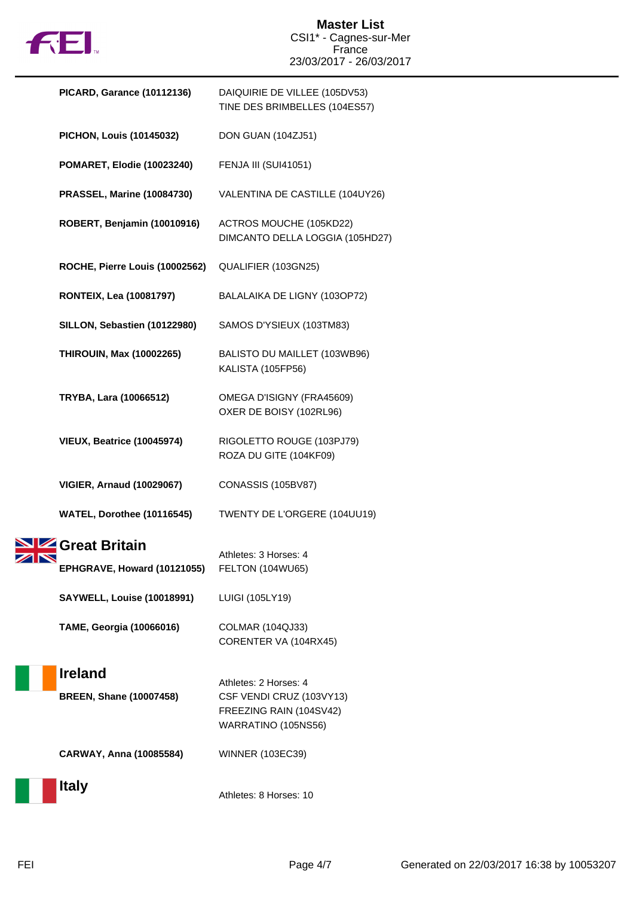| | |
|---|---|
| **PICARD, Garance (10112136)** | DAIQUIRIE DE VILLEE (105DV53)<br>TINE DES BRIMBELLES (104ES57) |
| **PICHON, Louis (10145032)** | DON GUAN (104ZJ51) |
| **POMARET, Elodie (10023240)** | FENJA III (SUI41051) |
| **PRASSEL, Marine (10084730)** | VALENTINA DE CASTILLE (104UY26) |
| **ROBERT, Benjamin (10010916)** | ACTROS MOUCHE (105KD22)<br>DIMCANTO DELLA LOGGIA (105HD27) |
| **ROCHE, Pierre Louis (10002562)** | QUALIFIER (103GN25) |
| **RONTEIX, Lea (10081797)** | BALALAIKA DE LIGNY (103OP72) |
| **SILLON, Sebastien (10122980)** | SAMOS D'YSIEUX (103TM83) |
| **THIROUIN, Max (10002265)** | BALISTO DU MAILLET (103WB96)<br>KALISTA (105FP56) |
| **TRYBA, Lara (10066512)** | OMEGA D'ISIGNY (FRA45609)<br>OXER DE BOISY (102RL96) |
| **VIEUX, Beatrice (10045974)** | RIGOLETTO ROUGE (103PJ79)<br>ROZA DU GITE (104KF09) |
| **VIGIER, Arnaud (10029067)** | CONASSIS (105BV87) |
| **WATEL, Dorothee (10116545)** | TWENTY DE L'ORGERE (104UU19) |

## Great Britain

Athletes: 3 Horses: 4

| | |
|---|---|
| **EPHGRAVE, Howard (10121055)** | FELTON (104WU65) |
| **SAYWELL, Louise (10018991)** | LUIGI (105LY19) |
| **TAME, Georgia (10066016)** | COLMAR (104QJ33)<br>CORENTER VA (104RX45) |

## Ireland

Athletes: 2 Horses: 4

| | |
|---|---|
| **BREEN, Shane (10007458)** | CSF VENDI CRUZ (103VY13)<br>FREEZING RAIN (104SV42)<br>WARRATINO (105NS56) |
| **CARWAY, Anna (10085584)** | WINNER (103EC39) |

## Italy

Athletes: 8 Horses: 10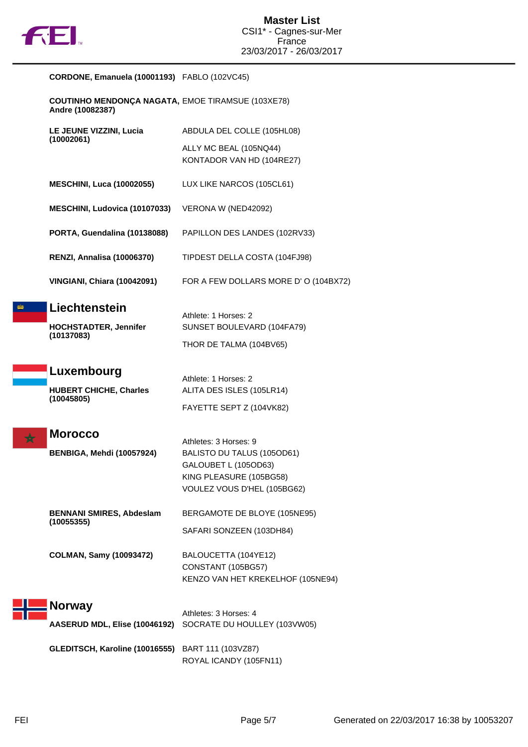**CORDONE, Emanuela (10001193)** FABLO (102VC45)

**COUTINHO MENDONÇA NAGATA, Andre (10082387)** EMOE TIRAMSUE (103XE78)

**LE JEUNE VIZZINI, Lucia (10002061)** ABDULA DEL COLLE (105HL08)
ALLY MC BEAL (105NQ44)
KONTADOR VAN HD (104RE27)

**MESCHINI, Luca (10002055)** LUX LIKE NARCOS (105CL61)

**MESCHINI, Ludovica (10107033)** VERONA W (NED42092)

**PORTA, Guendalina (10138088)** PAPILLON DES LANDES (102RV33)

**RENZI, Annalisa (10006370)** TIPDEST DELLA COSTA (104FJ98)

**VINGIANI, Chiara (10042091)** FOR A FEW DOLLARS MORE D' O (104BX72)

## Liechtenstein

Athlete: 1 Horses: 2

**HOCHSTADTER, Jennifer (10137083)** SUNSET BOULEVARD (104FA79)
THOR DE TALMA (104BV65)

## Luxembourg

Athlete: 1 Horses: 2

**HUBERT CHICHE, Charles (10045805)** ALITA DES ISLES (105LR14)
FAYETTE SEPT Z (104VK82)

## Morocco

Athletes: 3 Horses: 9

**BENBIGA, Mehdi (10057924)** BALISTO DU TALUS (105OD61)
GALOUBET L (105OD63)
KING PLEASURE (105BG58)
VOULEZ VOUS D'HEL (105BG62)

**BENNANI SMIRES, Abdeslam (10055355)** BERGAMOTE DE BLOYE (105NE95)
SAFARI SONZEEN (103DH84)

**COLMAN, Samy (10093472)** BALOUCETTA (104YE12)
CONSTANT (105BG57)
KENZO VAN HET KREKELHOF (105NE94)

## Norway

Athletes: 3 Horses: 4

**AASERUD MDL, Elise (10046192)** SOCRATE DU HOULLEY (103VW05)

**GLEDITSCH, Karoline (10016555)** BART 111 (103VZ87)
ROYAL ICANDY (105FN11)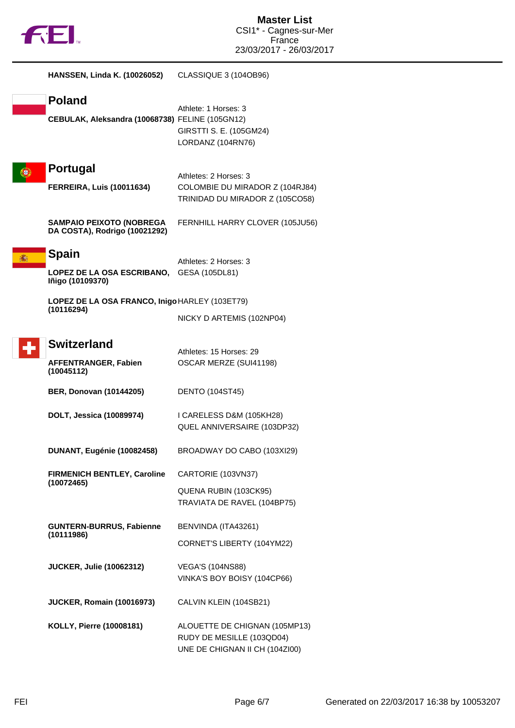| | |
|---|---|
| **HANSSEN, Linda K. (10026052)** | CLASSIQUE 3 (104OB96) |

## Poland

Athlete: 1 Horses: 3

| | |
|---|---|
| **CEBULAK, Aleksandra (10068738)** | FELINE (105GN12) |
| | GIRSTTI S. E. (105GM24) |
| | LORDANZ (104RN76) |

## Portugal

Athletes: 2 Horses: 3

| | |
|---|---|
| **FERREIRA, Luis (10011634)** | COLOMBIE DU MIRADOR Z (104RJ84) |
| | TRINIDAD DU MIRADOR Z (105CO58) |
| **SAMPAIO PEIXOTO (NOBREGA DA COSTA), Rodrigo (10021292)** | FERNHILL HARRY CLOVER (105JU56) |

## Spain

Athletes: 2 Horses: 3

| | |
|---|---|
| **LOPEZ DE LA OSA ESCRIBANO, Iñigo (10109370)** | GESA (105DL81) |
| **LOPEZ DE LA OSA FRANCO, Inigo (10116294)** | HARLEY (103ET79) |
| | NICKY D ARTEMIS (102NP04) |

## Switzerland

Athletes: 15 Horses: 29

| | |
|---|---|
| **AFFENTRANGER, Fabien (10045112)** | OSCAR MERZE (SUI41198) |
| **BER, Donovan (10144205)** | DENTO (104ST45) |
| **DOLT, Jessica (10089974)** | I CARELESS D&M (105KH28) |
| | QUEL ANNIVERSAIRE (103DP32) |
| **DUNANT, Eugénie (10082458)** | BROADWAY DO CABO (103XI29) |
| **FIRMENICH BENTLEY, Caroline (10072465)** | CARTORIE (103VN37) |
| | QUENA RUBIN (103CK95) |
| | TRAVIATA DE RAVEL (104BP75) |
| **GUNTERN-BURRUS, Fabienne (10111986)** | BENVINDA (ITA43261) |
| | CORNET'S LIBERTY (104YM22) |
| **JUCKER, Julie (10062312)** | VEGA'S (104NS88) |
| | VINKA'S BOY BOISY (104CP66) |
| **JUCKER, Romain (10016973)** | CALVIN KLEIN (104SB21) |
| **KOLLY, Pierre (10008181)** | ALOUETTE DE CHIGNAN (105MP13) |
| | RUDY DE MESILLE (103QD04) |
| | UNE DE CHIGNAN II CH (104ZI00) |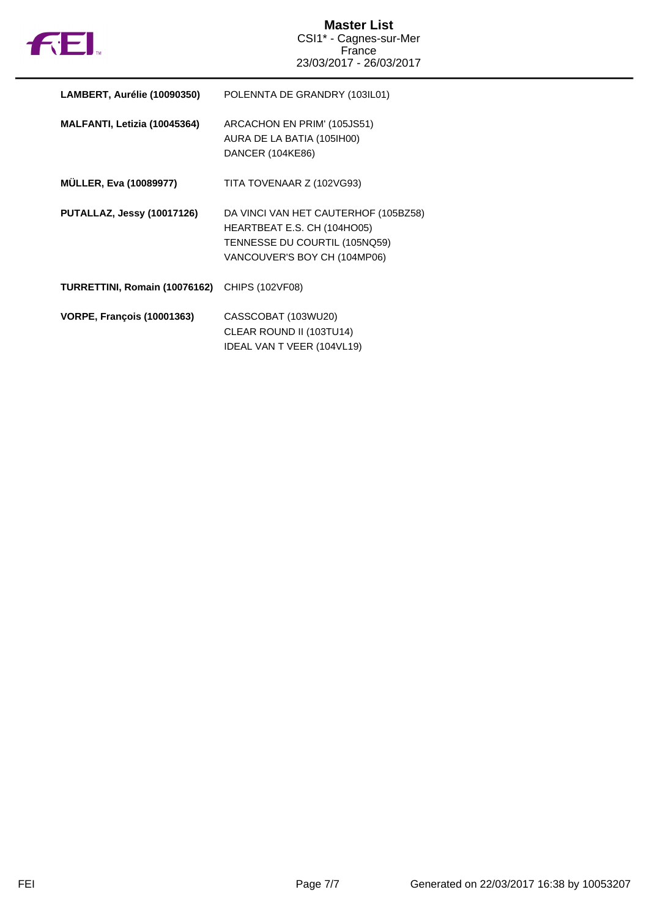| | |
|---|---|
| **LAMBERT, Aurélie (10090350)** | POLENNTA DE GRANDRY (103IL01) |
| **MALFANTI, Letizia (10045364)** | ARCACHON EN PRIM' (105JS51)<br>AURA DE LA BATIA (105IH00)<br>DANCER (104KE86) |
| **MÜLLER, Eva (10089977)** | TITA TOVENAAR Z (102VG93) |
| **PUTALLAZ, Jessy (10017126)** | DA VINCI VAN HET CAUTERHOF (105BZ58)<br>HEARTBEAT E.S. CH (104HO05)<br>TENNESSE DU COURTIL (105NQ59)<br>VANCOUVER'S BOY CH (104MP06) |
| **TURRETTINI, Romain (10076162)** | CHIPS (102VF08) |
| **VORPE, François (10001363)** | CASSCOBAT (103WU20)<br>CLEAR ROUND II (103TU14)<br>IDEAL VAN T VEER (104VL19) |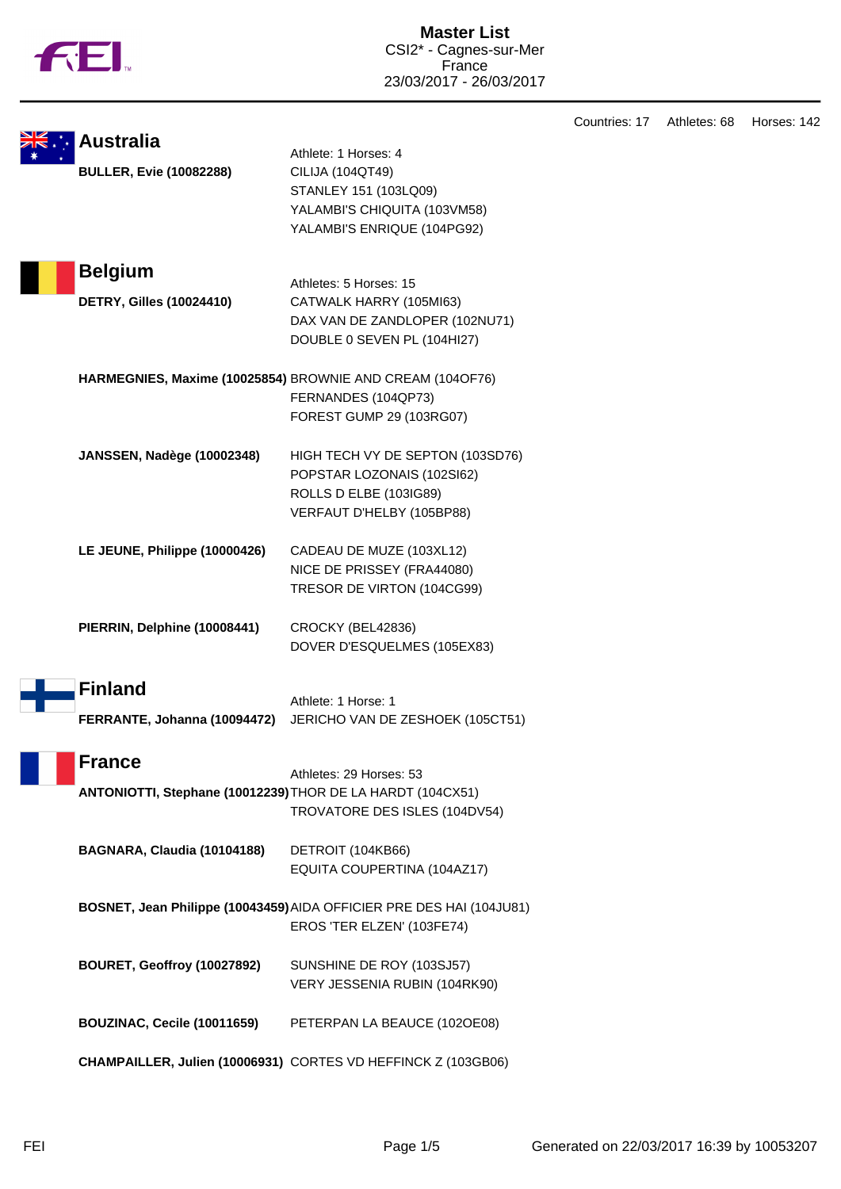# Master List

CSI2* - Cagnes-sur-Mer
France
23/03/2017 - 26/03/2017

Countries: 17 Athletes: 68 Horses: 142

## Australia

Athlete: 1 Horses: 4

| | |
|---|---|
| **BULLER, Evie (10082288)** | CILIJA (104QT49) |
| | STANLEY 151 (103LQ09) |
| | YALAMBI'S CHIQUITA (103VM58) |
| | YALAMBI'S ENRIQUE (104PG92) |

## Belgium

Athletes: 5 Horses: 15

| | |
|---|---|
| **DETRY, Gilles (10024410)** | CATWALK HARRY (105MI63) |
| | DAX VAN DE ZANDLOPER (102NU71) |
| | DOUBLE 0 SEVEN PL (104HI27) |
| **HARMEGNIES, Maxime (10025854)** | BROWNIE AND CREAM (104OF76) |
| | FERNANDES (104QP73) |
| | FOREST GUMP 29 (103RG07) |
| **JANSSEN, Nadège (10002348)** | HIGH TECH VY DE SEPTON (103SD76) |
| | POPSTAR LOZONAIS (102SI62) |
| | ROLLS D ELBE (103IG89) |
| | VERFAUT D'HELBY (105BP88) |
| **LE JEUNE, Philippe (10000426)** | CADEAU DE MUZE (103XL12) |
| | NICE DE PRISSEY (FRA44080) |
| | TRESOR DE VIRTON (104CG99) |
| **PIERRIN, Delphine (10008441)** | CROCKY (BEL42836) |
| | DOVER D'ESQUELMES (105EX83) |

## Finland

Athlete: 1 Horse: 1

| | |
|---|---|
| **FERRANTE, Johanna (10094472)** | JERICHO VAN DE ZESHOEK (105CT51) |

## France

Athletes: 29 Horses: 53

| | |
|---|---|
| **ANTONIOTTI, Stephane (10012239)** | THOR DE LA HARDT (104CX51) |
| | TROVATORE DES ISLES (104DV54) |
| **BAGNARA, Claudia (10104188)** | DETROIT (104KB66) |
| | EQUITA COUPERTINA (104AZ17) |
| **BOSNET, Jean Philippe (10043459)** | AIDA OFFICIER PRE DES HAI (104JU81) |
| | EROS 'TER ELZEN' (103FE74) |
| **BOURET, Geoffroy (10027892)** | SUNSHINE DE ROY (103SJ57) |
| | VERY JESSENIA RUBIN (104RK90) |
| **BOUZINAC, Cecile (10011659)** | PETERPAN LA BEAUCE (102OE08) |
| **CHAMPAILLER, Julien (10006931)** | CORTES VD HEFFINCK Z (103GB06) |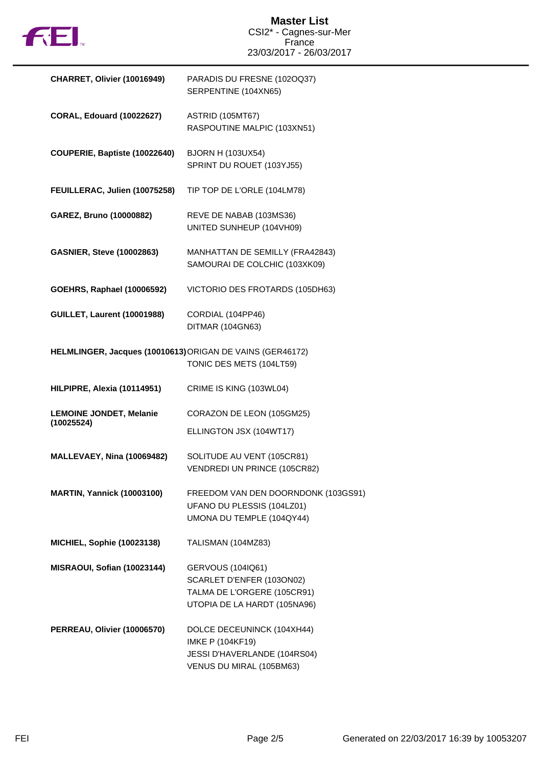# Master List

CSI2* - Cagnes-sur-Mer
France
23/03/2017 - 26/03/2017

| | |
|---|---|
| **CHARRET, Olivier (10016949)** | PARADIS DU FRESNE (102OQ37)<br>SERPENTINE (104XN65) |
| **CORAL, Edouard (10022627)** | ASTRID (105MT67)<br>RASPOUTINE MALPIC (103XN51) |
| **COUPERIE, Baptiste (10022640)** | BJORN H (103UX54)<br>SPRINT DU ROUET (103YJ55) |
| **FEUILLERAC, Julien (10075258)** | TIP TOP DE L'ORLE (104LM78) |
| **GAREZ, Bruno (10000882)** | REVE DE NABAB (103MS36)<br>UNITED SUNHEUP (104VH09) |
| **GASNIER, Steve (10002863)** | MANHATTAN DE SEMILLY (FRA42843)<br>SAMOURAI DE COLCHIC (103XK09) |
| **GOEHRS, Raphael (10006592)** | VICTORIO DES FROTARDS (105DH63) |
| **GUILLET, Laurent (10001988)** | CORDIAL (104PP46)<br>DITMAR (104GN63) |
| **HELMLINGER, Jacques (10010613)** | ORIGAN DE VAINS (GER46172)<br>TONIC DES METS (104LT59) |
| **HILPIPRE, Alexia (10114951)** | CRIME IS KING (103WL04) |
| **LEMOINE JONDET, Melanie (10025524)** | CORAZON DE LEON (105GM25)<br>ELLINGTON JSX (104WT17) |
| **MALLEVAEY, Nina (10069482)** | SOLITUDE AU VENT (105CR81)<br>VENDREDI UN PRINCE (105CR82) |
| **MARTIN, Yannick (10003100)** | FREEDOM VAN DEN DOORNDONK (103GS91)<br>UFANO DU PLESSIS (104LZ01)<br>UMONA DU TEMPLE (104QY44) |
| **MICHIEL, Sophie (10023138)** | TALISMAN (104MZ83) |
| **MISRAOUI, Sofian (10023144)** | GERVOUS (104IQ61)<br>SCARLET D'ENFER (103ON02)<br>TALMA DE L'ORGERE (105CR91)<br>UTOPIA DE LA HARDT (105NA96) |
| **PERREAU, Olivier (10006570)** | DOLCE DECEUNINCK (104XH44)<br>IMKE P (104KF19)<br>JESSI D'HAVERLANDE (104RS04)<br>VENUS DU MIRAL (105BM63) |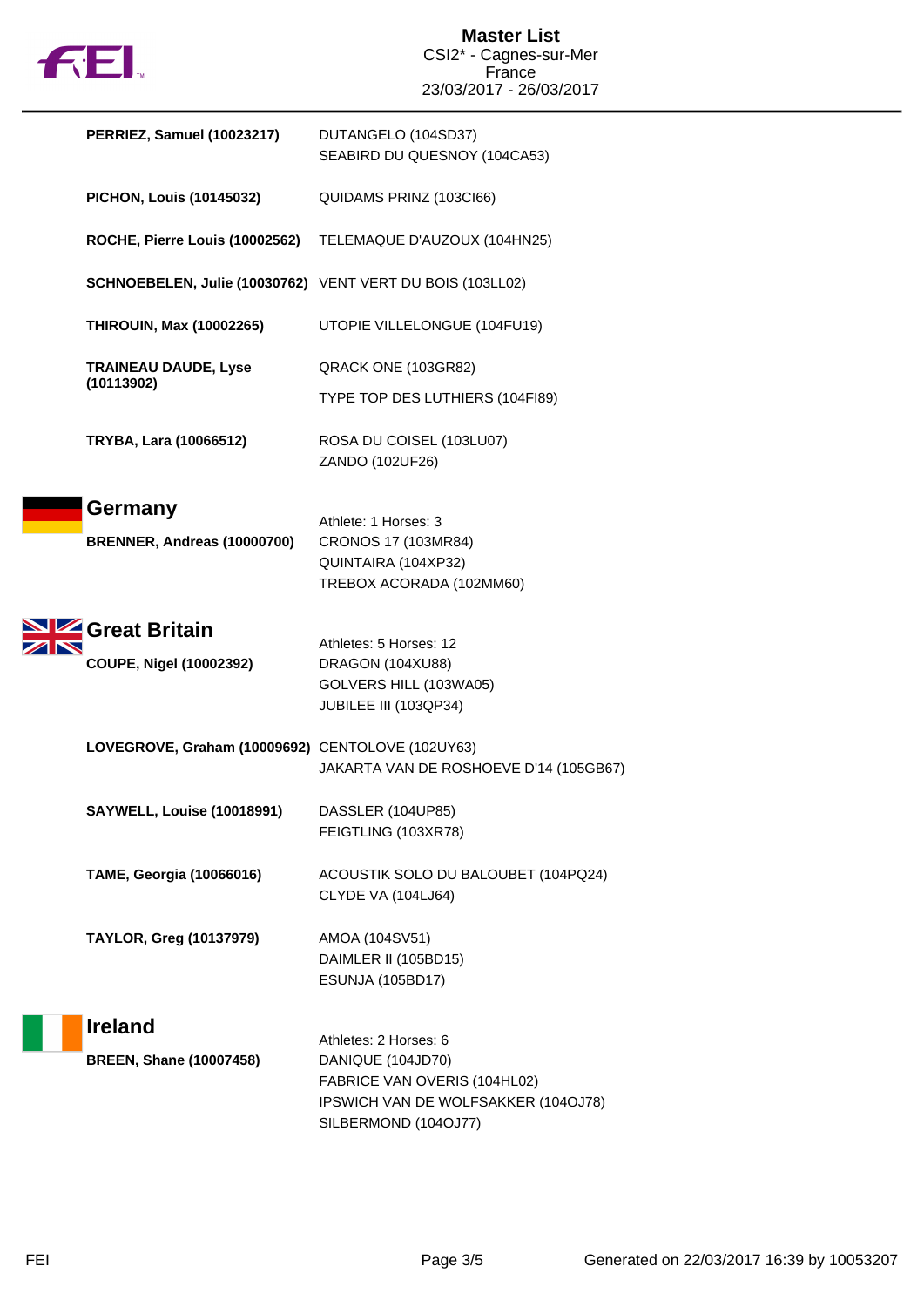**PERRIEZ, Samuel (10023217)** DUTANGELO (104SD37)
SEABIRD DU QUESNOY (104CA53)

**PICHON, Louis (10145032)** QUIDAMS PRINZ (103CI66)

**ROCHE, Pierre Louis (10002562)** TELEMAQUE D'AUZOUX (104HN25)

**SCHNOEBELEN, Julie (10030762)** VENT VERT DU BOIS (103LL02)

**THIROUIN, Max (10002265)** UTOPIE VILLELONGUE (104FU19)

**TRAINEAU DAUDE, Lyse (10113902)** QRACK ONE (103GR82)
TYPE TOP DES LUTHIERS (104FI89)

**TRYBA, Lara (10066512)** ROSA DU COISEL (103LU07)
ZANDO (102UF26)

## Germany

Athlete: 1 Horses: 3

**BRENNER, Andreas (10000700)** CRONOS 17 (103MR84)
QUINTAIRA (104XP32)
TREBOX ACORADA (102MM60)

## Great Britain

Athletes: 5 Horses: 12

**COUPE, Nigel (10002392)** DRAGON (104XU88)
GOLVERS HILL (103WA05)
JUBILEE III (103QP34)

**LOVEGROVE, Graham (10009692)** CENTOLOVE (102UY63)
JAKARTA VAN DE ROSHOEVE D'14 (105GB67)

**SAYWELL, Louise (10018991)** DASSLER (104UP85)
FEIGTLING (103XR78)

**TAME, Georgia (10066016)** ACOUSTIK SOLO DU BALOUBET (104PQ24)
CLYDE VA (104LJ64)

**TAYLOR, Greg (10137979)** AMOA (104SV51)
DAIMLER II (105BD15)
ESUNJA (105BD17)

## Ireland

Athletes: 2 Horses: 6

**BREEN, Shane (10007458)** DANIQUE (104JD70)
FABRICE VAN OVERIS (104HL02)
IPSWICH VAN DE WOLFSAKKER (104OJ78)
SILBERMOND (104OJ77)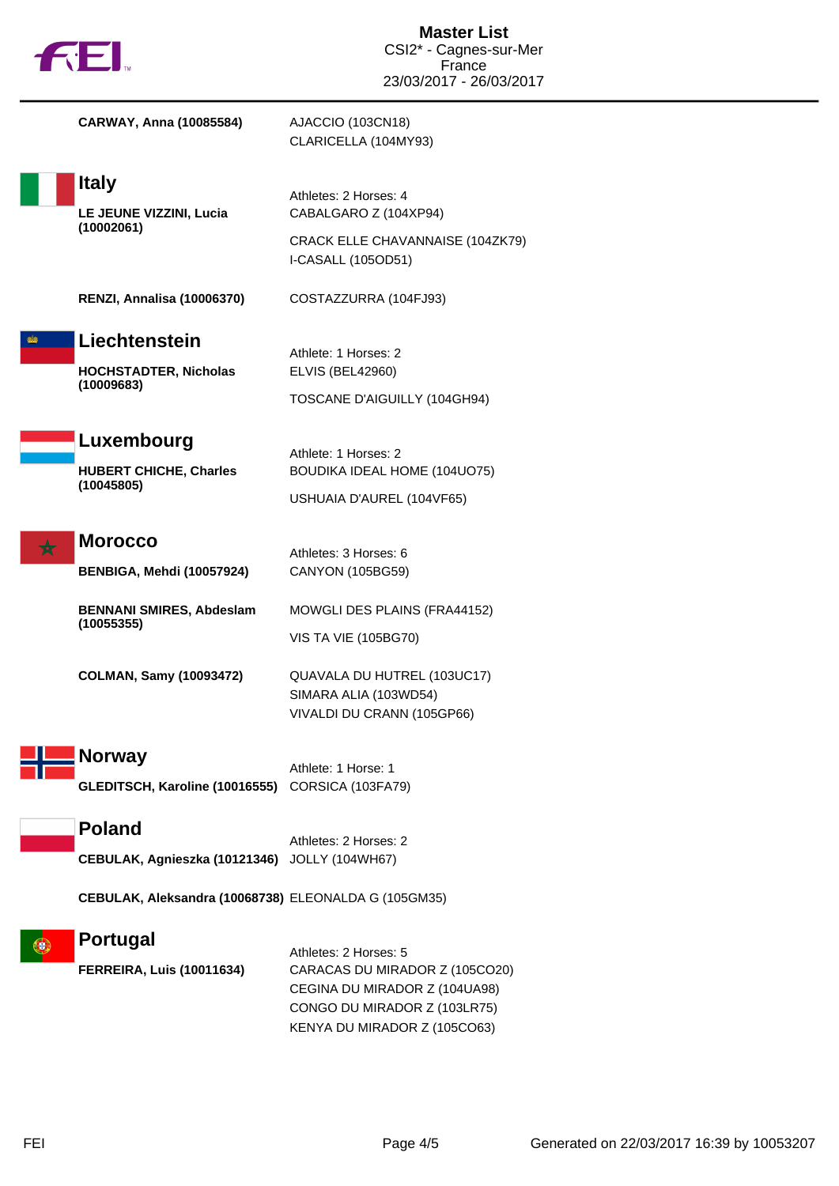**CARWAY, Anna (10085584)**

AJACCIO (103CN18)
CLARICELLA (104MY93)

## Italy

Athletes: 2 Horses: 4

**LE JEUNE VIZZINI, Lucia (10002061)**

CABALGARO Z (104XP94)
CRACK ELLE CHAVANNAISE (104ZK79)
I-CASALL (105OD51)

**RENZI, Annalisa (10006370)**

COSTAZZURRA (104FJ93)

## Liechtenstein

Athlete: 1 Horses: 2

**HOCHSTADTER, Nicholas (10009683)**

ELVIS (BEL42960)
TOSCANE D'AIGUILLY (104GH94)

## Luxembourg

Athlete: 1 Horses: 2

**HUBERT CHICHE, Charles (10045805)**

BOUDIKA IDEAL HOME (104UO75)
USHUAIA D'AUREL (104VF65)

## Morocco

Athletes: 3 Horses: 6

**BENBIGA, Mehdi (10057924)**

CANYON (105BG59)

**BENNANI SMIRES, Abdeslam (10055355)**

MOWGLI DES PLAINS (FRA44152)
VIS TA VIE (105BG70)

**COLMAN, Samy (10093472)**

QUAVALA DU HUTREL (103UC17)
SIMARA ALIA (103WD54)
VIVALDI DU CRANN (105GP66)

## Norway

Athlete: 1 Horse: 1

**GLEDITSCH, Karoline (10016555)**

CORSICA (103FA79)

## Poland

Athletes: 2 Horses: 2

**CEBULAK, Agnieszka (10121346)**

JOLLY (104WH67)

**CEBULAK, Aleksandra (10068738)**

ELEONALDA G (105GM35)

## Portugal

Athletes: 2 Horses: 5

**FERREIRA, Luis (10011634)**

CARACAS DU MIRADOR Z (105CO20)
CEGINA DU MIRADOR Z (104UA98)
CONGO DU MIRADOR Z (103LR75)
KENYA DU MIRADOR Z (105CO63)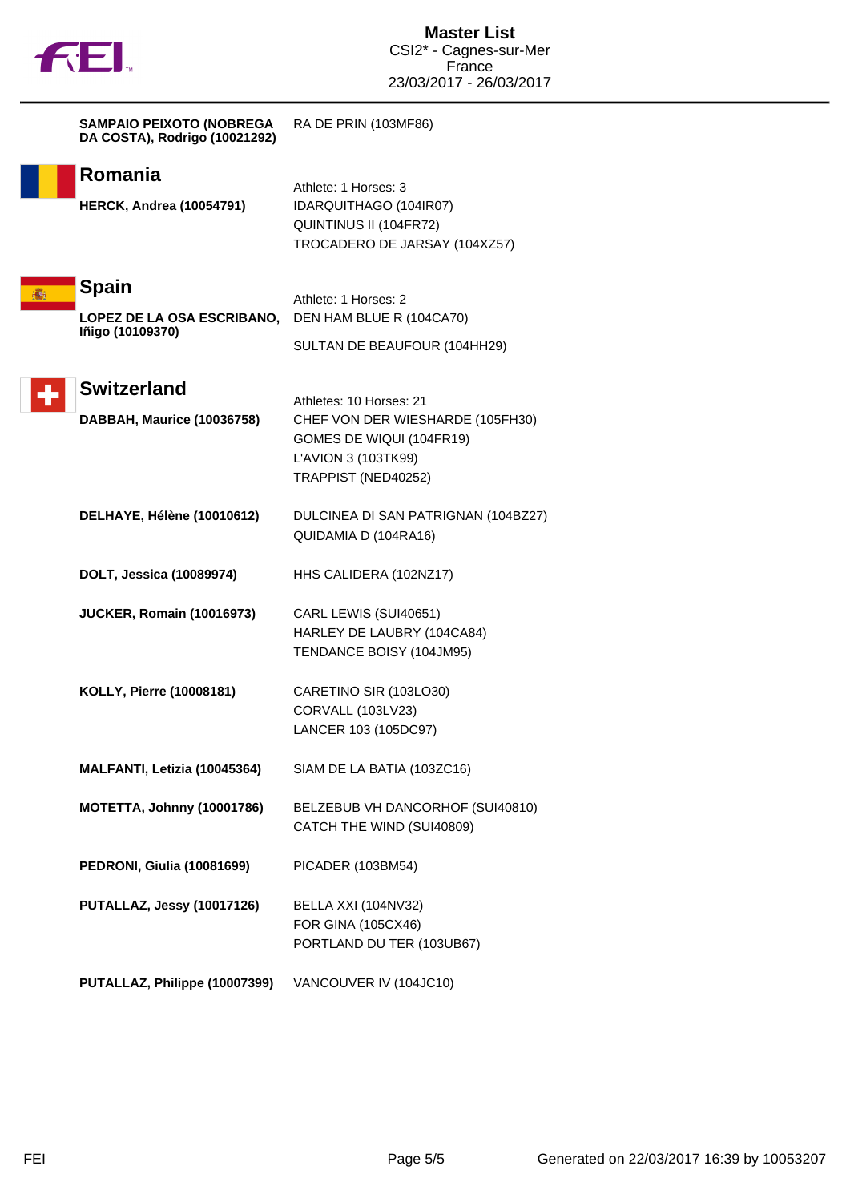| | |
|---|---|
| **SAMPAIO PEIXOTO (NOBREGA DA COSTA), Rodrigo (10021292)** | RA DE PRIN (103MF86) |

## Romania

Athlete: 1 Horses: 3

| | |
|---|---|
| **HERCK, Andrea (10054791)** | IDARQUITHAGO (104IR07)<br>QUINTINUS II (104FR72)<br>TROCADERO DE JARSAY (104XZ57) |

## Spain

Athlete: 1 Horses: 2

| | |
|---|---|
| **LOPEZ DE LA OSA ESCRIBANO, Iñigo (10109370)** | DEN HAM BLUE R (104CA70)<br>SULTAN DE BEAUFOUR (104HH29) |

## Switzerland

Athletes: 10 Horses: 21

| | |
|---|---|
| **DABBAH, Maurice (10036758)** | CHEF VON DER WIESHARDE (105FH30)<br>GOMES DE WIQUI (104FR19)<br>L'AVION 3 (103TK99)<br>TRAPPIST (NED40252) |
| **DELHAYE, Hélène (10010612)** | DULCINEA DI SAN PATRIGNAN (104BZ27)<br>QUIDAMIA D (104RA16) |
| **DOLT, Jessica (10089974)** | HHS CALIDERA (102NZ17) |
| **JUCKER, Romain (10016973)** | CARL LEWIS (SUI40651)<br>HARLEY DE LAUBRY (104CA84)<br>TENDANCE BOISY (104JM95) |
| **KOLLY, Pierre (10008181)** | CARETINO SIR (103LO30)<br>CORVALL (103LV23)<br>LANCER 103 (105DC97) |
| **MALFANTI, Letizia (10045364)** | SIAM DE LA BATIA (103ZC16) |
| **MOTETTA, Johnny (10001786)** | BELZEBUB VH DANCORHOF (SUI40810)<br>CATCH THE WIND (SUI40809) |
| **PEDRONI, Giulia (10081699)** | PICADER (103BM54) |
| **PUTALLAZ, Jessy (10017126)** | BELLA XXI (104NV32)<br>FOR GINA (105CX46)<br>PORTLAND DU TER (103UB67) |
| **PUTALLAZ, Philippe (10007399)** | VANCOUVER IV (104JC10) |